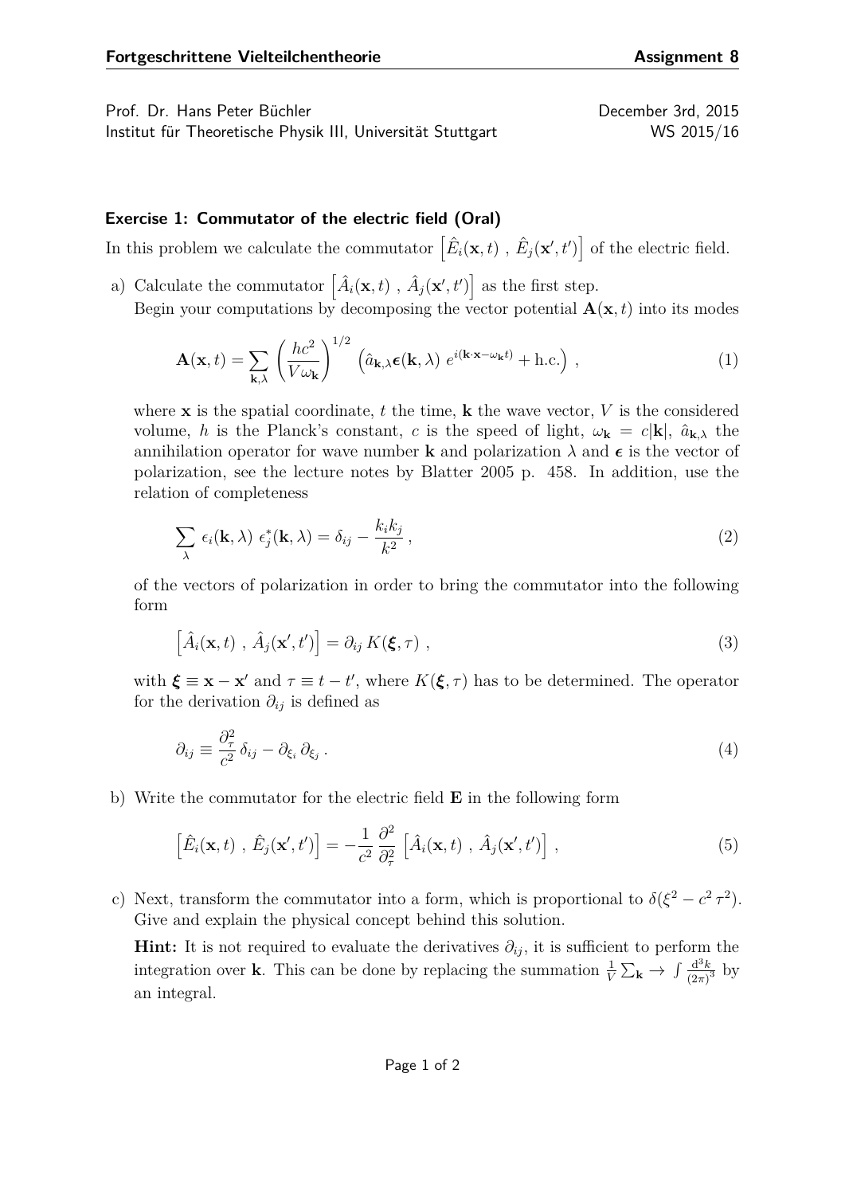Prof. Dr. Hans Peter Büchler — December 3rd, 2015
Institut für Theoretische Physik III, Universität Stuttgart — WS 2015/16

### Exercise 1: Commutator of the electric field (Oral)

In this problem we calculate the commutator $\left[\hat{E}_i(\mathbf{x},t)\ ,\ \hat{E}_j(\mathbf{x}',t')\right]$ of the electric field.

a) Calculate the commutator $\left[\hat{A}_i(\mathbf{x},t)\ ,\ \hat{A}_j(\mathbf{x}',t')\right]$ as the first step.
Begin your computations by decomposing the vector potential $\mathbf{A}(\mathbf{x},t)$ into its modes

$$\mathbf{A}(\mathbf{x},t) = \sum_{\mathbf{k},\lambda} \left(\frac{hc^2}{V\omega_{\mathbf{k}}}\right)^{1/2} \left(\hat{a}_{\mathbf{k},\lambda}\boldsymbol{\epsilon}(\mathbf{k},\lambda)\ e^{i(\mathbf{k}\cdot\mathbf{x}-\omega_{\mathbf{k}}t)} + \text{h.c.}\right)\,, \tag{1}$$

where $\mathbf{x}$ is the spatial coordinate, $t$ the time, $\mathbf{k}$ the wave vector, $V$ is the considered volume, $h$ is the Planck's constant, $c$ is the speed of light, $\omega_{\mathbf{k}} = c|\mathbf{k}|$, $\hat{a}_{\mathbf{k},\lambda}$ the annihilation operator for wave number $\mathbf{k}$ and polarization $\lambda$ and $\boldsymbol{\epsilon}$ is the vector of polarization, see the lecture notes by Blatter 2005 p. 458. In addition, use the relation of completeness

$$\sum_{\lambda}\ \epsilon_i(\mathbf{k},\lambda)\ \epsilon_j^*(\mathbf{k},\lambda) = \delta_{ij} - \frac{k_i k_j}{k^2}\,, \tag{2}$$

of the vectors of polarization in order to bring the commutator into the following form

$$\left[\hat{A}_i(\mathbf{x},t)\ ,\ \hat{A}_j(\mathbf{x}',t')\right] = \partial_{ij}\, K(\boldsymbol{\xi},\tau)\,, \tag{3}$$

with $\boldsymbol{\xi} \equiv \mathbf{x} - \mathbf{x}'$ and $\tau \equiv t - t'$, where $K(\boldsymbol{\xi},\tau)$ has to be determined. The operator for the derivation $\partial_{ij}$ is defined as

$$\partial_{ij} \equiv \frac{\partial_\tau^2}{c^2}\,\delta_{ij} - \partial_{\xi_i}\,\partial_{\xi_j}\,. \tag{4}$$

b) Write the commutator for the electric field $\mathbf{E}$ in the following form

$$\left[\hat{E}_i(\mathbf{x},t)\ ,\ \hat{E}_j(\mathbf{x}',t')\right] = -\frac{1}{c^2}\,\frac{\partial^2}{\partial_\tau^2}\,\left[\hat{A}_i(\mathbf{x},t)\ ,\ \hat{A}_j(\mathbf{x}',t')\right]\,, \tag{5}$$

c) Next, transform the commutator into a form, which is proportional to $\delta(\xi^2 - c^2\,\tau^2)$. Give and explain the physical concept behind this solution.

**Hint:** It is not required to evaluate the derivatives $\partial_{ij}$, it is sufficient to perform the integration over $\mathbf{k}$. This can be done by replacing the summation $\frac{1}{V}\sum_{\mathbf{k}} \to \int \frac{\mathrm{d}^3k}{(2\pi)^3}$ by an integral.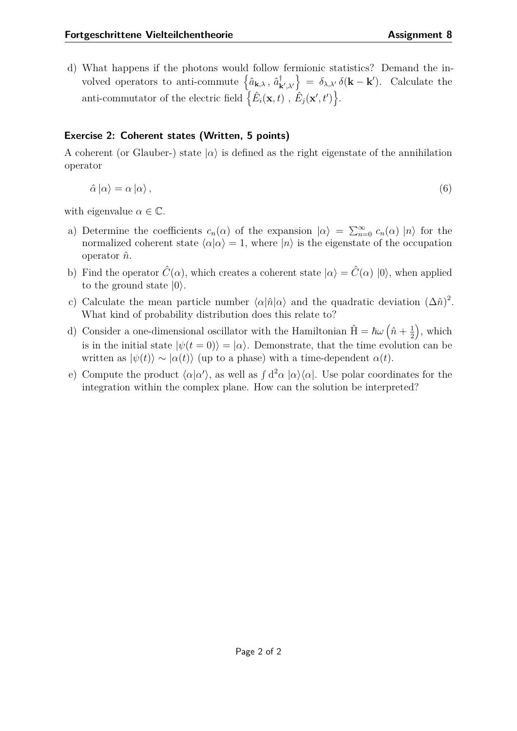d) What happens if the photons would follow fermionic statistics? Demand the involved operators to anti-commute $\left\{\hat{a}_{\mathbf{k},\lambda}\,,\,\hat{a}^{\dagger}_{\mathbf{k}',\lambda'}\right\} = \delta_{\lambda,\lambda'}\,\delta(\mathbf{k}-\mathbf{k}')$. Calculate the anti-commutator of the electric field $\left\{\hat{E}_i(\mathbf{x},t)\;,\;\hat{E}_j(\mathbf{x}',t')\right\}$.

### Exercise 2: Coherent states (Written, 5 points)

A coherent (or Glauber-) state $|\alpha\rangle$ is defined as the right eigenstate of the annihilation operator

$$\hat{\alpha}\,|\alpha\rangle = \alpha\,|\alpha\rangle\,, \tag{6}$$

with eigenvalue $\alpha \in \mathbb{C}$.

a) Determine the coefficients $c_n(\alpha)$ of the expansion $|\alpha\rangle = \sum_{n=0}^{\infty} c_n(\alpha)\,|n\rangle$ for the normalized coherent state $\langle\alpha|\alpha\rangle = 1$, where $|n\rangle$ is the eigenstate of the occupation operator $\hat{n}$.

b) Find the operator $\hat{C}(\alpha)$, which creates a coherent state $|\alpha\rangle = \hat{C}(\alpha)\,|0\rangle$, when applied to the ground state $|0\rangle$.

c) Calculate the mean particle number $\langle\alpha|\hat{n}|\alpha\rangle$ and the quadratic deviation $(\Delta\hat{n})^2$. What kind of probability distribution does this relate to?

d) Consider a one-dimensional oscillator with the Hamiltonian $\hat{\mathrm{H}} = \hbar\omega\left(\hat{n} + \frac{1}{2}\right)$, which is in the initial state $|\psi(t=0)\rangle = |\alpha\rangle$. Demonstrate, that the time evolution can be written as $|\psi(t)\rangle \sim |\alpha(t)\rangle$ (up to a phase) with a time-dependent $\alpha(t)$.

e) Compute the product $\langle\alpha|\alpha'\rangle$, as well as $\int \mathrm{d}^2\alpha\;|\alpha\rangle\langle\alpha|$. Use polar coordinates for the integration within the complex plane. How can the solution be interpreted?